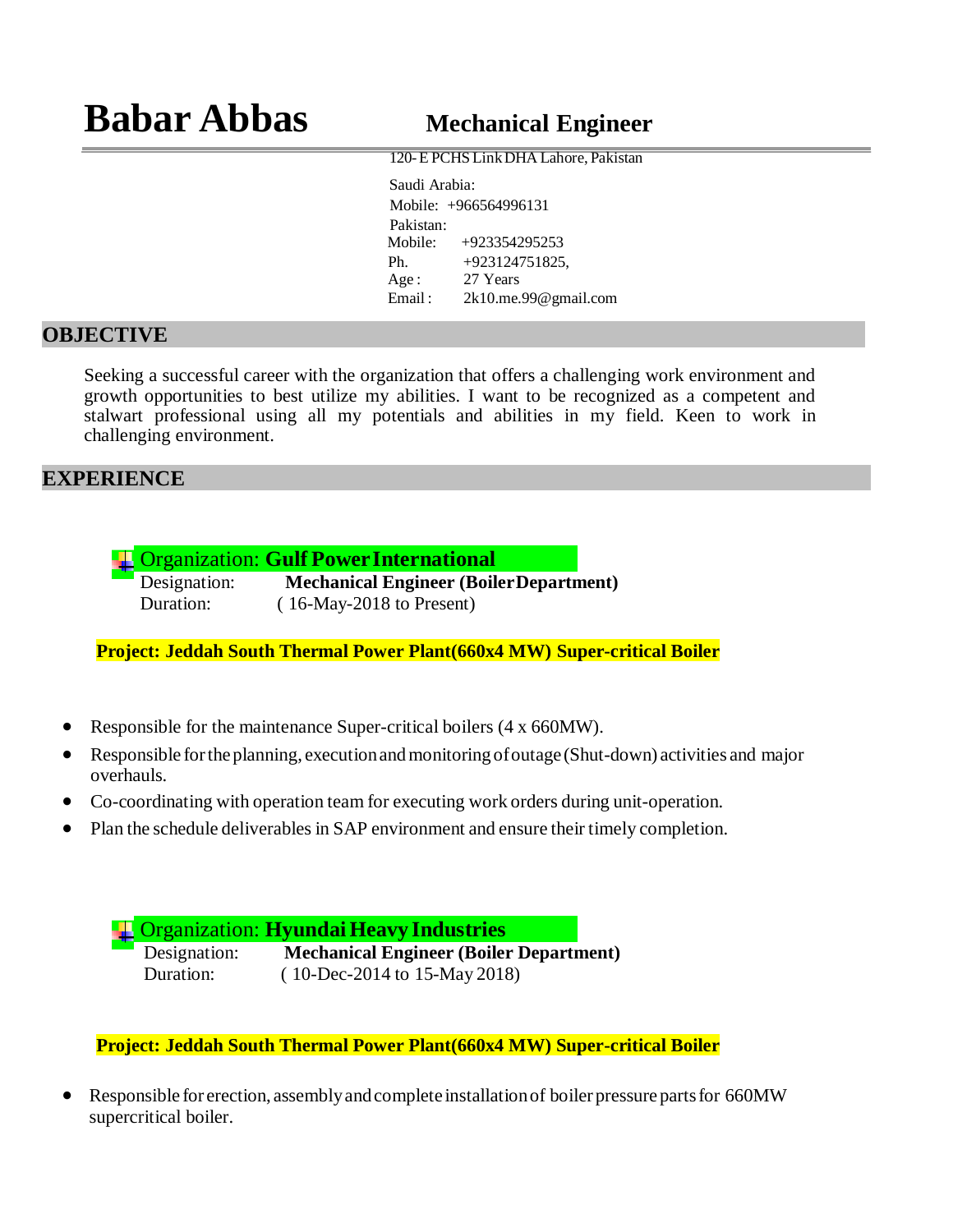# Babar Abbas

## Mechanical Engineer

120- E PCHS Link DHA Lahore, Pakistan

Saudi Arabia:
Mobile: +966564996131

Pakistan:
Mobile: +923354295253
Ph. +923124751825,
Age : 27 Years
Email : 2k10.me.99@gmail.com

## OBJECTIVE

Seeking a successful career with the organization that offers a challenging work environment and growth opportunities to best utilize my abilities. I want to be recognized as a competent and stalwart professional using all my potentials and abilities in my field. Keen to work in challenging environment.

## EXPERIENCE

Organization: **Gulf Power International**
Designation: **Mechanical Engineer (Boiler Department)**
Duration: ( 16-May-2018 to Present)

**Project: Jeddah South Thermal Power Plant(660x4 MW) Super-critical Boiler**

- Responsible for the maintenance Super-critical boilers (4 x 660MW).
- Responsible for the planning, execution and monitoring of outage (Shut-down) activities and major overhauls.
- Co-coordinating with operation team for executing work orders during unit-operation.
- Plan the schedule deliverables in SAP environment and ensure their timely completion.

Organization: **Hyundai Heavy Industries**
Designation: **Mechanical Engineer (Boiler Department)**
Duration: ( 10-Dec-2014 to 15-May 2018)

**Project: Jeddah South Thermal Power Plant(660x4 MW) Super-critical Boiler**

- Responsible for erection, assembly and complete installation of boiler pressure parts for 660MW supercritical boiler.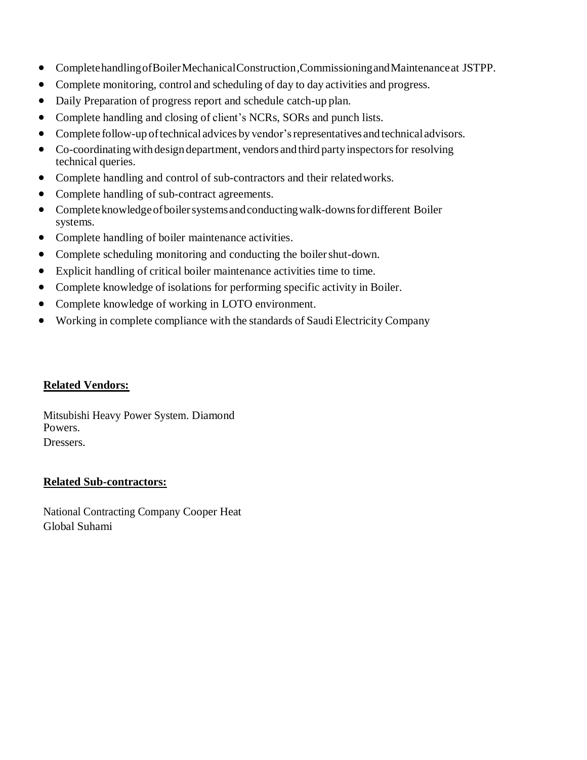- Complete handling of Boiler Mechanical Construction ,Commissioning and Maintenance at JSTPP.
- Complete monitoring, control and scheduling of day to day activities and progress.
- Daily Preparation of progress report and schedule catch-up plan.
- Complete handling and closing of client's NCRs, SORs and punch lists.
- Complete follow-up of technical advices by vendor's representatives and technical advisors.
- Co-coordinating with design department, vendors and third party inspectors for resolving technical queries.
- Complete handling and control of sub-contractors and their related works.
- Complete handling of sub-contract agreements.
- Complete knowledge of boiler systems and conducting walk-downs for different Boiler systems.
- Complete handling of boiler maintenance activities.
- Complete scheduling monitoring and conducting the boiler shut-down.
- Explicit handling of critical boiler maintenance activities time to time.
- Complete knowledge of isolations for performing specific activity in Boiler.
- Complete knowledge of working in LOTO environment.
- Working in complete compliance with the standards of Saudi Electricity Company

**Related Vendors:**

Mitsubishi Heavy Power System. Diamond Powers.
Dressers.

**Related Sub-contractors:**

National Contracting Company Cooper Heat
Global Suhami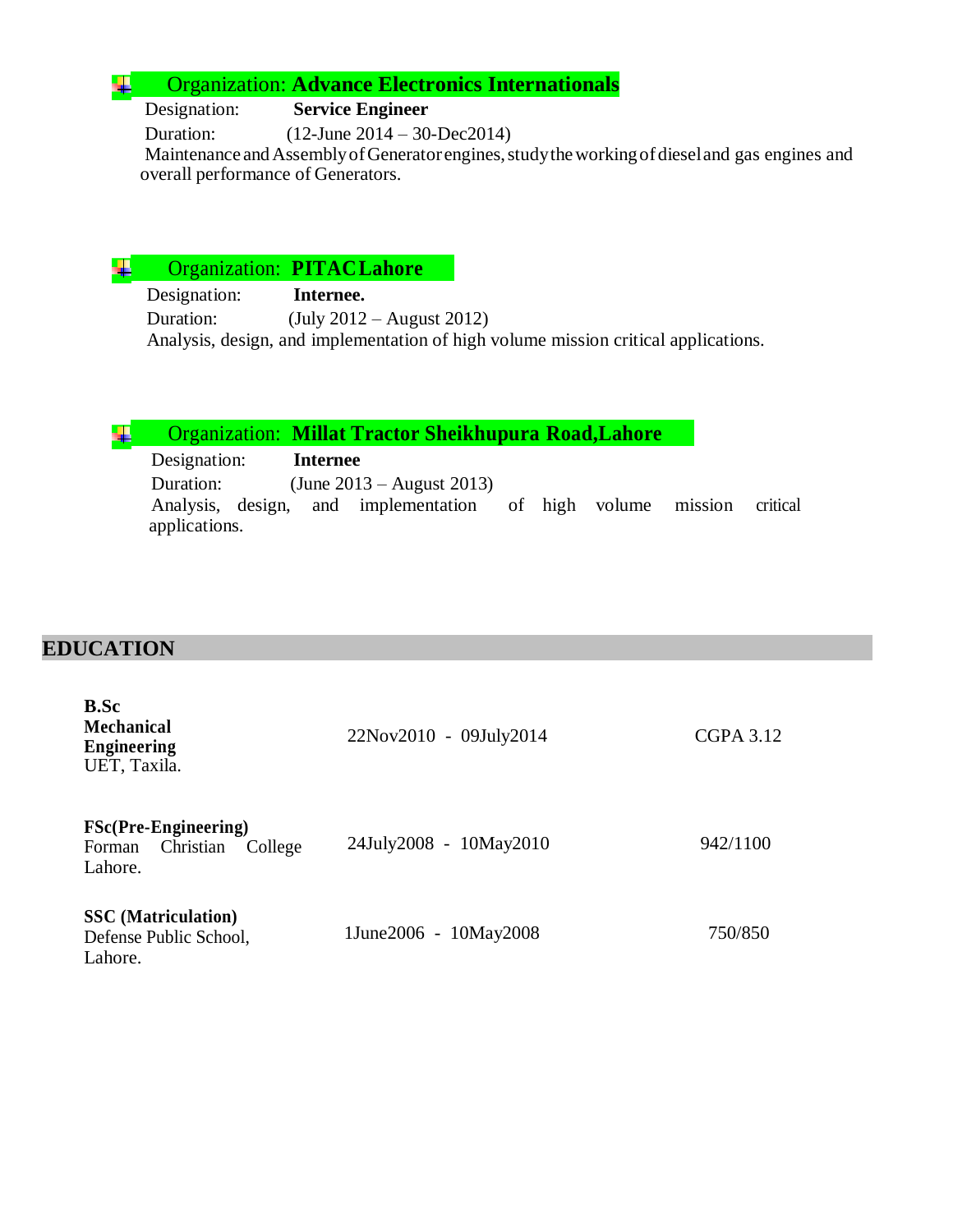- Organization: **Advance Electronics Internationals**

Designation: **Service Engineer**

Duration: (12-June 2014 – 30-Dec2014)

Maintenance and Assembly of Generator engines, study the working of diesel and gas engines and overall performance of Generators.

- Organization: **PITAC Lahore**

Designation: **Internee.**

Duration: (July 2012 – August 2012)

Analysis, design, and implementation of high volume mission critical applications.

- Organization: **Millat Tractor Sheikhupura Road,Lahore**

Designation: **Internee**

Duration: (June 2013 – August 2013)

Analysis, design, and implementation of high volume mission critical applications.

## EDUCATION

| | | |
|---|---|---|
| **B.Sc Mechanical Engineering** UET, Taxila. | 22Nov2010 - 09July2014 | CGPA 3.12 |
| **FSc(Pre-Engineering)** Forman Christian College Lahore. | 24July2008 - 10May2010 | 942/1100 |
| **SSC (Matriculation)** Defense Public School, Lahore. | 1June2006 - 10May2008 | 750/850 |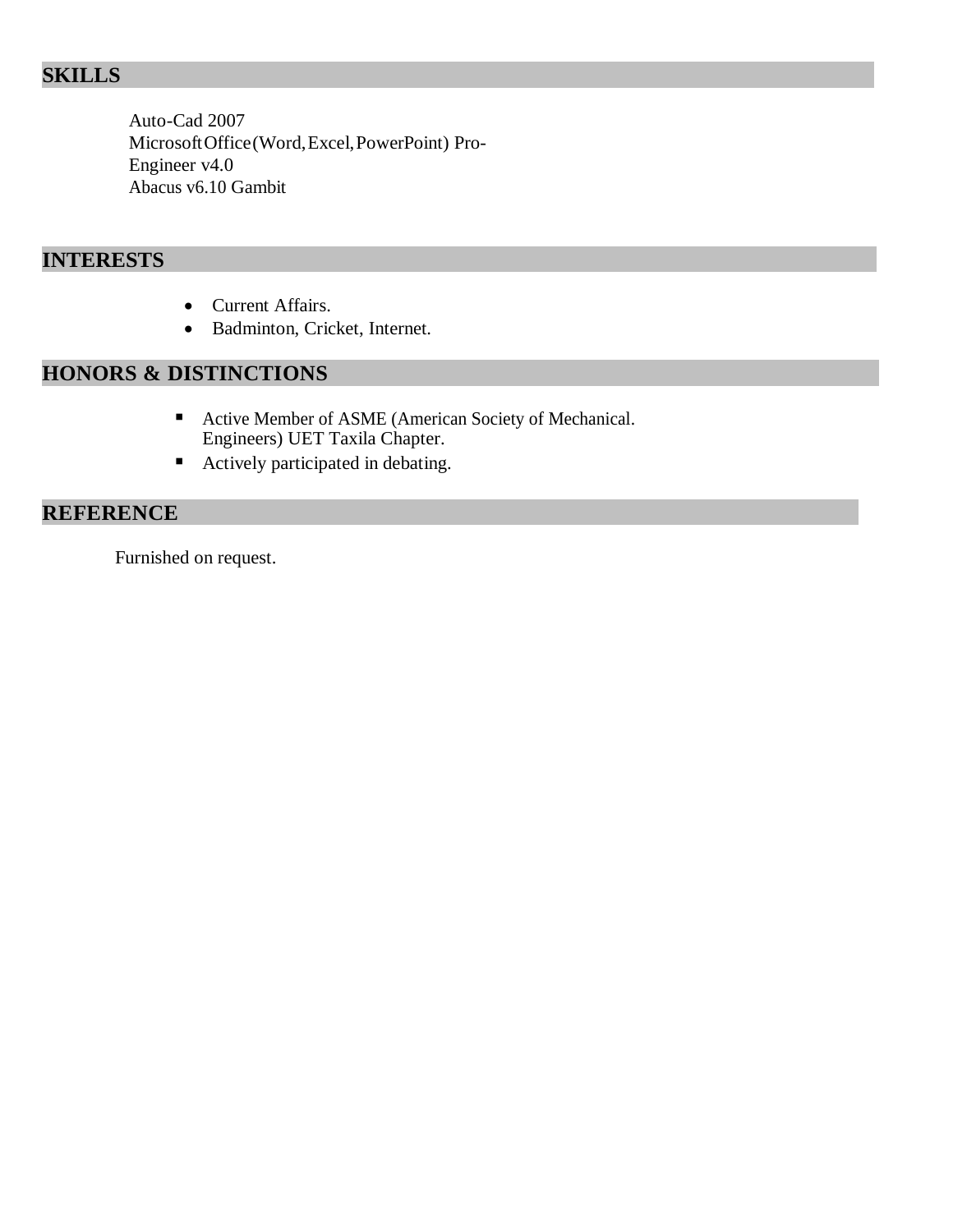## SKILLS

Auto-Cad 2007
Microsoft Office (Word, Excel, PowerPoint) Pro-Engineer v4.0
Abacus v6.10 Gambit

## INTERESTS

- Current Affairs.
- Badminton, Cricket, Internet.

## HONORS & DISTINCTIONS

- Active Member of ASME (American Society of Mechanical. Engineers) UET Taxila Chapter.
- Actively participated in debating.

## REFERENCE

Furnished on request.